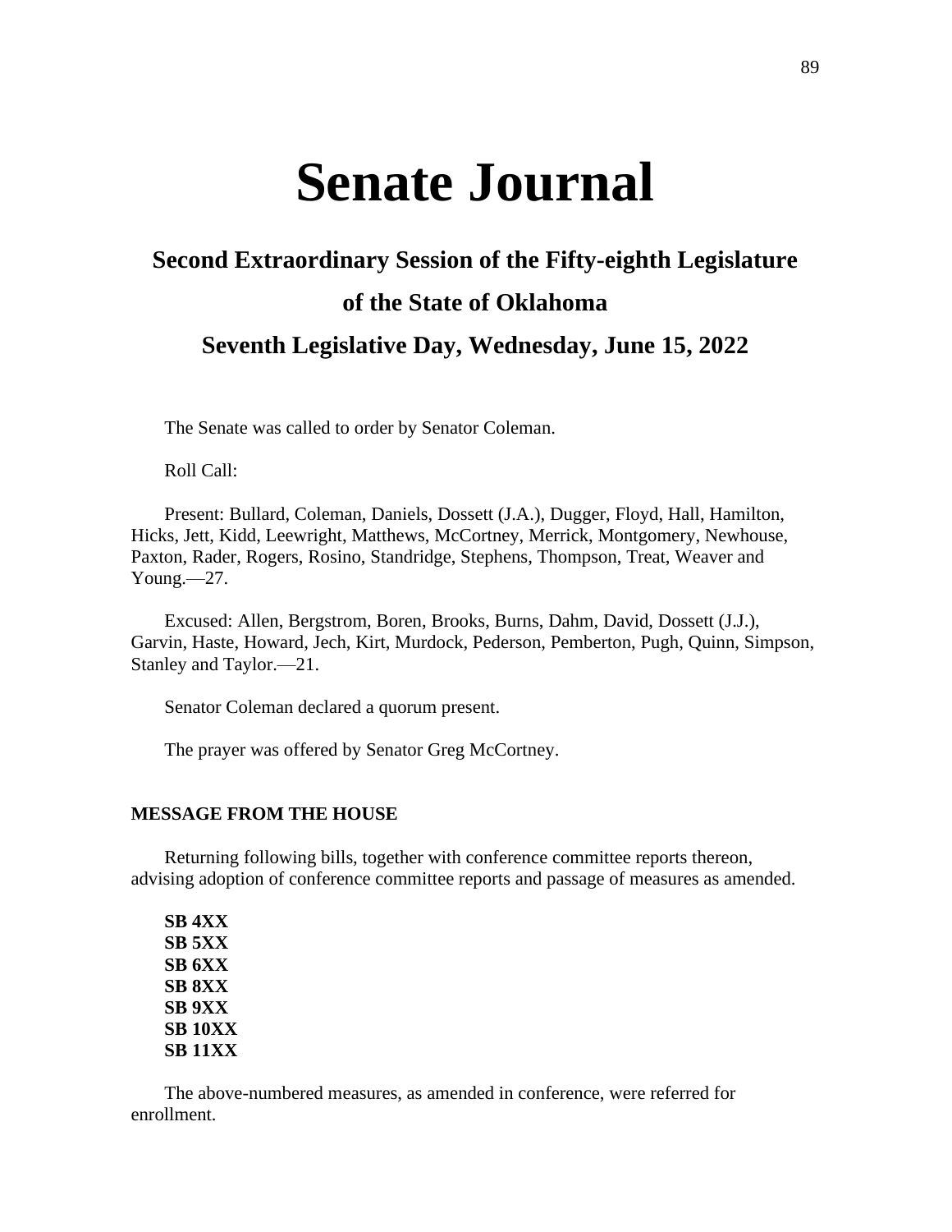# Senate Journal

## Second Extraordinary Session of the Fifty-eighth Legislature

## of the State of Oklahoma

## Seventh Legislative Day, Wednesday, June 15, 2022

The Senate was called to order by Senator Coleman.

Roll Call:

Present: Bullard, Coleman, Daniels, Dossett (J.A.), Dugger, Floyd, Hall, Hamilton, Hicks, Jett, Kidd, Leewright, Matthews, McCortney, Merrick, Montgomery, Newhouse, Paxton, Rader, Rogers, Rosino, Standridge, Stephens, Thompson, Treat, Weaver and Young.—27.

Excused: Allen, Bergstrom, Boren, Brooks, Burns, Dahm, David, Dossett (J.J.), Garvin, Haste, Howard, Jech, Kirt, Murdock, Pederson, Pemberton, Pugh, Quinn, Simpson, Stanley and Taylor.—21.

Senator Coleman declared a quorum present.

The prayer was offered by Senator Greg McCortney.

**MESSAGE FROM THE HOUSE**

Returning following bills, together with conference committee reports thereon, advising adoption of conference committee reports and passage of measures as amended.

**SB 4XX**
**SB 5XX**
**SB 6XX**
**SB 8XX**
**SB 9XX**
**SB 10XX**
**SB 11XX**

The above-numbered measures, as amended in conference, were referred for enrollment.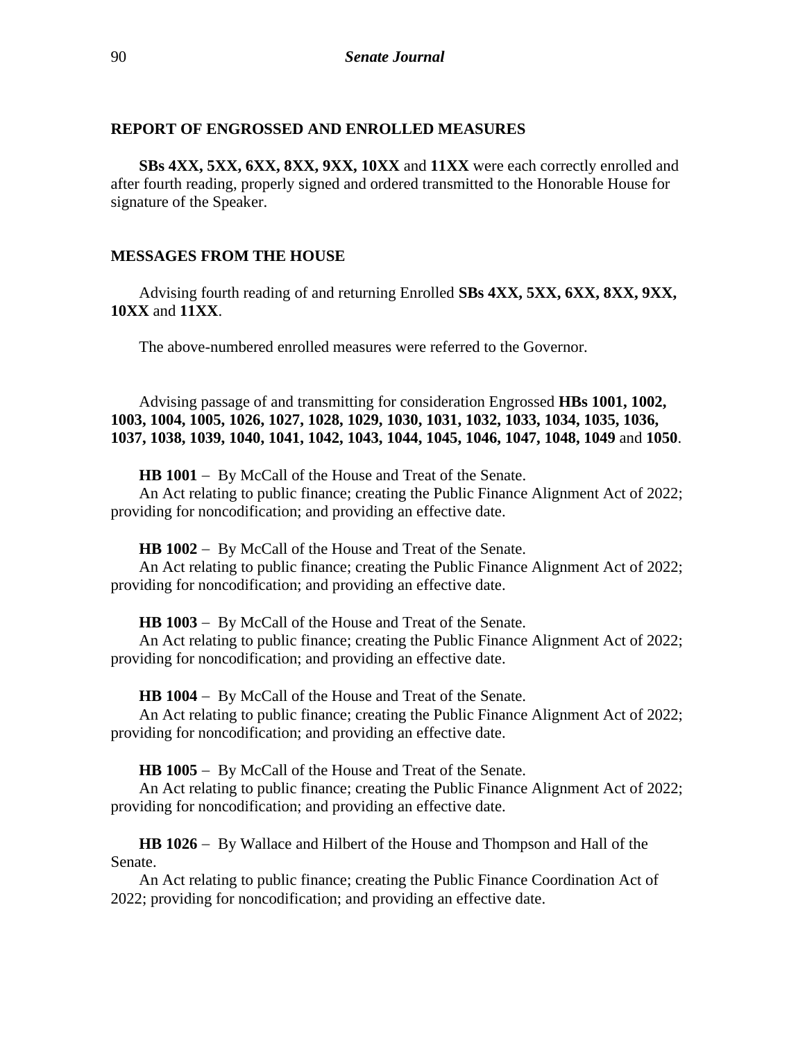## REPORT OF ENGROSSED AND ENROLLED MEASURES

**SBs 4XX, 5XX, 6XX, 8XX, 9XX, 10XX** and **11XX** were each correctly enrolled and after fourth reading, properly signed and ordered transmitted to the Honorable House for signature of the Speaker.

## MESSAGES FROM THE HOUSE

Advising fourth reading of and returning Enrolled **SBs 4XX, 5XX, 6XX, 8XX, 9XX, 10XX** and **11XX**.

The above-numbered enrolled measures were referred to the Governor.

Advising passage of and transmitting for consideration Engrossed **HBs 1001, 1002, 1003, 1004, 1005, 1026, 1027, 1028, 1029, 1030, 1031, 1032, 1033, 1034, 1035, 1036, 1037, 1038, 1039, 1040, 1041, 1042, 1043, 1044, 1045, 1046, 1047, 1048, 1049** and **1050**.

**HB 1001** – By McCall of the House and Treat of the Senate.
An Act relating to public finance; creating the Public Finance Alignment Act of 2022; providing for noncodification; and providing an effective date.

**HB 1002** – By McCall of the House and Treat of the Senate.
An Act relating to public finance; creating the Public Finance Alignment Act of 2022; providing for noncodification; and providing an effective date.

**HB 1003** – By McCall of the House and Treat of the Senate.
An Act relating to public finance; creating the Public Finance Alignment Act of 2022; providing for noncodification; and providing an effective date.

**HB 1004** – By McCall of the House and Treat of the Senate.
An Act relating to public finance; creating the Public Finance Alignment Act of 2022; providing for noncodification; and providing an effective date.

**HB 1005** – By McCall of the House and Treat of the Senate.
An Act relating to public finance; creating the Public Finance Alignment Act of 2022; providing for noncodification; and providing an effective date.

**HB 1026** – By Wallace and Hilbert of the House and Thompson and Hall of the Senate.
An Act relating to public finance; creating the Public Finance Coordination Act of 2022; providing for noncodification; and providing an effective date.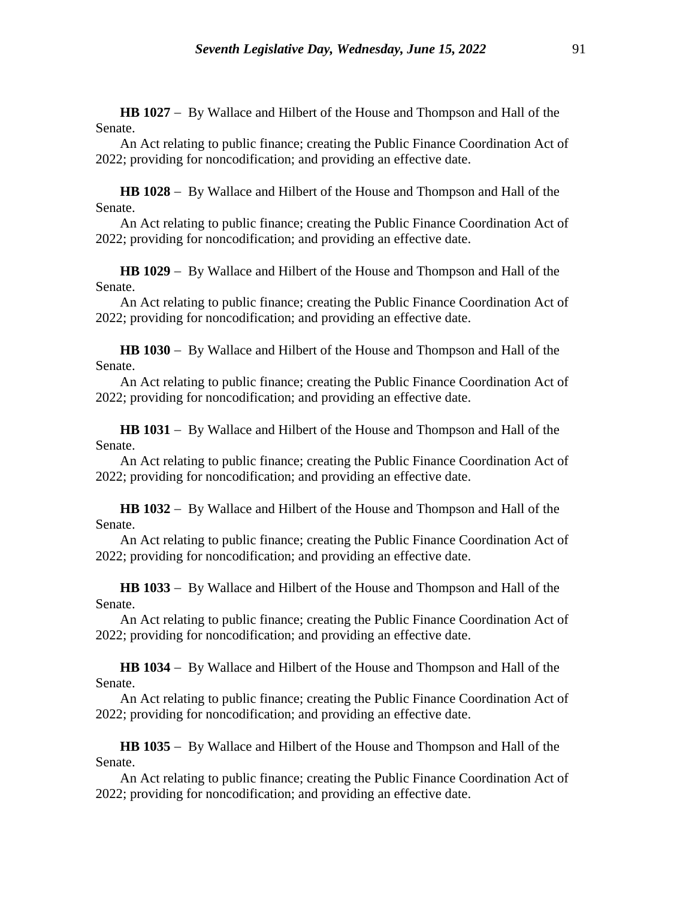**HB 1027** – By Wallace and Hilbert of the House and Thompson and Hall of the Senate.

An Act relating to public finance; creating the Public Finance Coordination Act of 2022; providing for noncodification; and providing an effective date.

**HB 1028** – By Wallace and Hilbert of the House and Thompson and Hall of the Senate.

An Act relating to public finance; creating the Public Finance Coordination Act of 2022; providing for noncodification; and providing an effective date.

**HB 1029** – By Wallace and Hilbert of the House and Thompson and Hall of the Senate.

An Act relating to public finance; creating the Public Finance Coordination Act of 2022; providing for noncodification; and providing an effective date.

**HB 1030** – By Wallace and Hilbert of the House and Thompson and Hall of the Senate.

An Act relating to public finance; creating the Public Finance Coordination Act of 2022; providing for noncodification; and providing an effective date.

**HB 1031** – By Wallace and Hilbert of the House and Thompson and Hall of the Senate.

An Act relating to public finance; creating the Public Finance Coordination Act of 2022; providing for noncodification; and providing an effective date.

**HB 1032** – By Wallace and Hilbert of the House and Thompson and Hall of the Senate.

An Act relating to public finance; creating the Public Finance Coordination Act of 2022; providing for noncodification; and providing an effective date.

**HB 1033** – By Wallace and Hilbert of the House and Thompson and Hall of the Senate.

An Act relating to public finance; creating the Public Finance Coordination Act of 2022; providing for noncodification; and providing an effective date.

**HB 1034** – By Wallace and Hilbert of the House and Thompson and Hall of the Senate.

An Act relating to public finance; creating the Public Finance Coordination Act of 2022; providing for noncodification; and providing an effective date.

**HB 1035** – By Wallace and Hilbert of the House and Thompson and Hall of the Senate.

An Act relating to public finance; creating the Public Finance Coordination Act of 2022; providing for noncodification; and providing an effective date.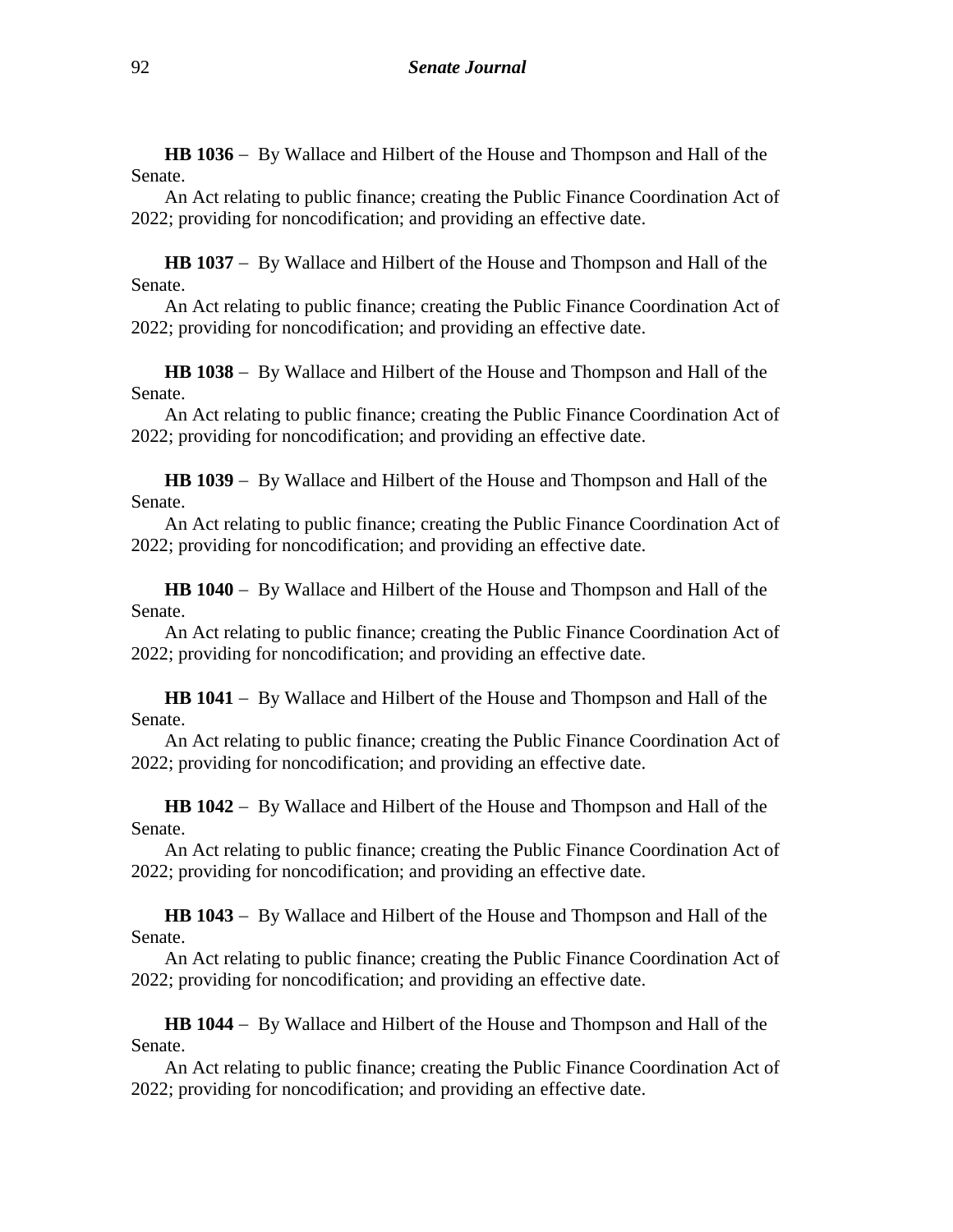**HB 1036** – By Wallace and Hilbert of the House and Thompson and Hall of the Senate.

An Act relating to public finance; creating the Public Finance Coordination Act of 2022; providing for noncodification; and providing an effective date.

**HB 1037** – By Wallace and Hilbert of the House and Thompson and Hall of the Senate.

An Act relating to public finance; creating the Public Finance Coordination Act of 2022; providing for noncodification; and providing an effective date.

**HB 1038** – By Wallace and Hilbert of the House and Thompson and Hall of the Senate.

An Act relating to public finance; creating the Public Finance Coordination Act of 2022; providing for noncodification; and providing an effective date.

**HB 1039** – By Wallace and Hilbert of the House and Thompson and Hall of the Senate.

An Act relating to public finance; creating the Public Finance Coordination Act of 2022; providing for noncodification; and providing an effective date.

**HB 1040** – By Wallace and Hilbert of the House and Thompson and Hall of the Senate.

An Act relating to public finance; creating the Public Finance Coordination Act of 2022; providing for noncodification; and providing an effective date.

**HB 1041** – By Wallace and Hilbert of the House and Thompson and Hall of the Senate.

An Act relating to public finance; creating the Public Finance Coordination Act of 2022; providing for noncodification; and providing an effective date.

**HB 1042** – By Wallace and Hilbert of the House and Thompson and Hall of the Senate.

An Act relating to public finance; creating the Public Finance Coordination Act of 2022; providing for noncodification; and providing an effective date.

**HB 1043** – By Wallace and Hilbert of the House and Thompson and Hall of the Senate.

An Act relating to public finance; creating the Public Finance Coordination Act of 2022; providing for noncodification; and providing an effective date.

**HB 1044** – By Wallace and Hilbert of the House and Thompson and Hall of the Senate.

An Act relating to public finance; creating the Public Finance Coordination Act of 2022; providing for noncodification; and providing an effective date.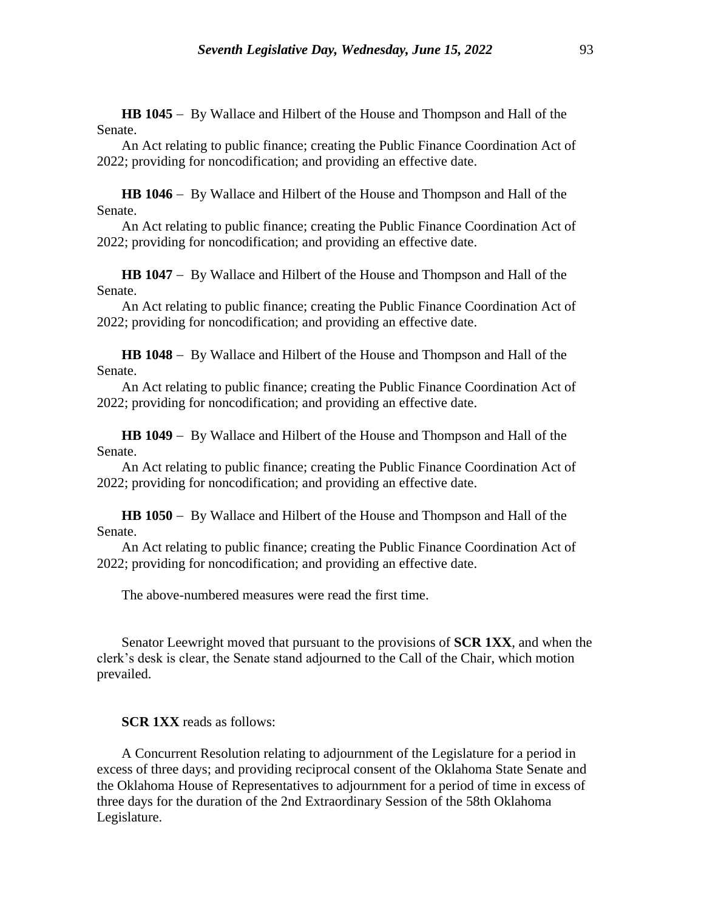**HB 1045** – By Wallace and Hilbert of the House and Thompson and Hall of the Senate.

An Act relating to public finance; creating the Public Finance Coordination Act of 2022; providing for noncodification; and providing an effective date.

**HB 1046** – By Wallace and Hilbert of the House and Thompson and Hall of the Senate.

An Act relating to public finance; creating the Public Finance Coordination Act of 2022; providing for noncodification; and providing an effective date.

**HB 1047** – By Wallace and Hilbert of the House and Thompson and Hall of the Senate.

An Act relating to public finance; creating the Public Finance Coordination Act of 2022; providing for noncodification; and providing an effective date.

**HB 1048** – By Wallace and Hilbert of the House and Thompson and Hall of the Senate.

An Act relating to public finance; creating the Public Finance Coordination Act of 2022; providing for noncodification; and providing an effective date.

**HB 1049** – By Wallace and Hilbert of the House and Thompson and Hall of the Senate.

An Act relating to public finance; creating the Public Finance Coordination Act of 2022; providing for noncodification; and providing an effective date.

**HB 1050** – By Wallace and Hilbert of the House and Thompson and Hall of the Senate.

An Act relating to public finance; creating the Public Finance Coordination Act of 2022; providing for noncodification; and providing an effective date.

The above-numbered measures were read the first time.

Senator Leewright moved that pursuant to the provisions of **SCR 1XX**, and when the clerk's desk is clear, the Senate stand adjourned to the Call of the Chair, which motion prevailed.

**SCR 1XX** reads as follows:

A Concurrent Resolution relating to adjournment of the Legislature for a period in excess of three days; and providing reciprocal consent of the Oklahoma State Senate and the Oklahoma House of Representatives to adjournment for a period of time in excess of three days for the duration of the 2nd Extraordinary Session of the 58th Oklahoma Legislature.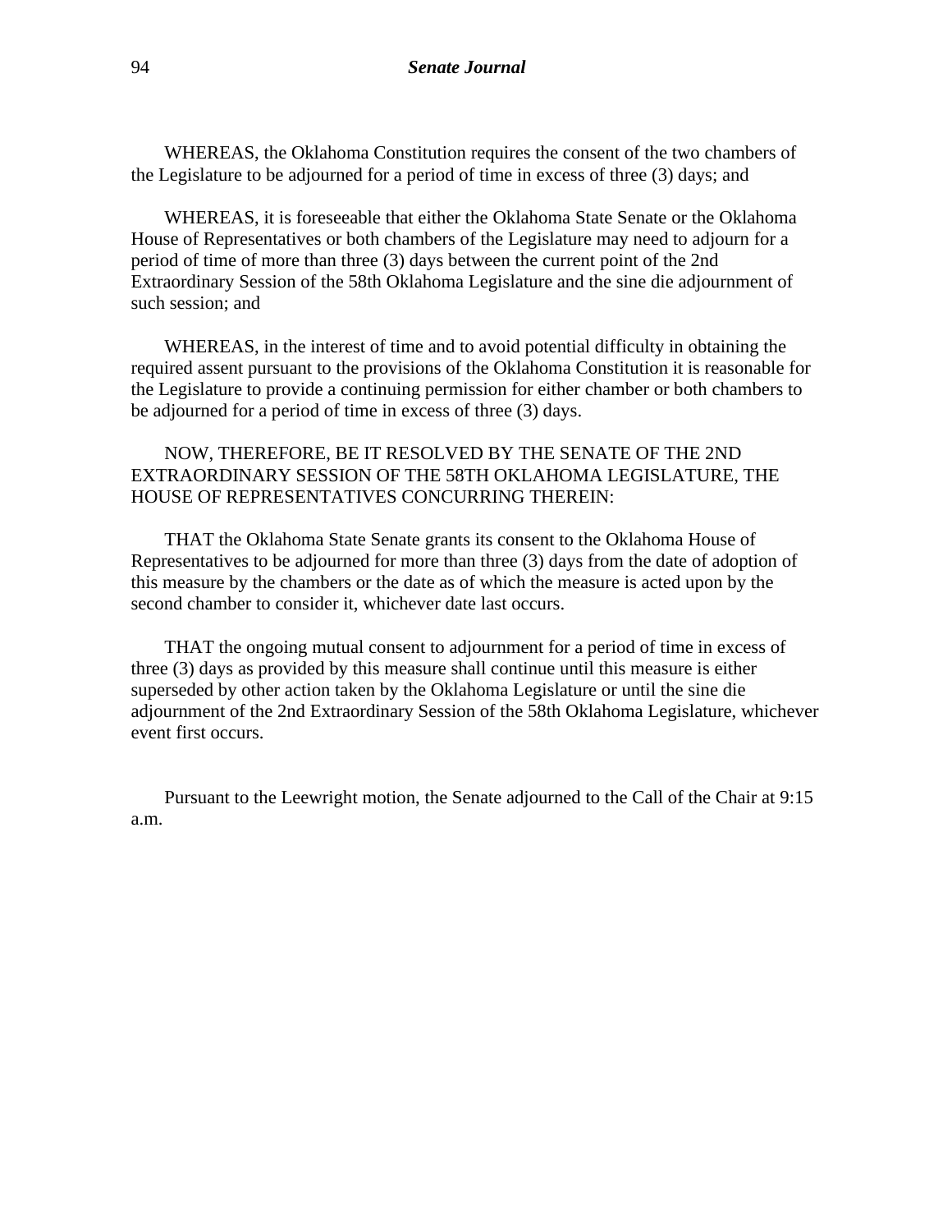WHEREAS, the Oklahoma Constitution requires the consent of the two chambers of the Legislature to be adjourned for a period of time in excess of three (3) days; and

WHEREAS, it is foreseeable that either the Oklahoma State Senate or the Oklahoma House of Representatives or both chambers of the Legislature may need to adjourn for a period of time of more than three (3) days between the current point of the 2nd Extraordinary Session of the 58th Oklahoma Legislature and the sine die adjournment of such session; and

WHEREAS, in the interest of time and to avoid potential difficulty in obtaining the required assent pursuant to the provisions of the Oklahoma Constitution it is reasonable for the Legislature to provide a continuing permission for either chamber or both chambers to be adjourned for a period of time in excess of three (3) days.

NOW, THEREFORE, BE IT RESOLVED BY THE SENATE OF THE 2ND EXTRAORDINARY SESSION OF THE 58TH OKLAHOMA LEGISLATURE, THE HOUSE OF REPRESENTATIVES CONCURRING THEREIN:

THAT the Oklahoma State Senate grants its consent to the Oklahoma House of Representatives to be adjourned for more than three (3) days from the date of adoption of this measure by the chambers or the date as of which the measure is acted upon by the second chamber to consider it, whichever date last occurs.

THAT the ongoing mutual consent to adjournment for a period of time in excess of three (3) days as provided by this measure shall continue until this measure is either superseded by other action taken by the Oklahoma Legislature or until the sine die adjournment of the 2nd Extraordinary Session of the 58th Oklahoma Legislature, whichever event first occurs.

Pursuant to the Leewright motion, the Senate adjourned to the Call of the Chair at 9:15 a.m.